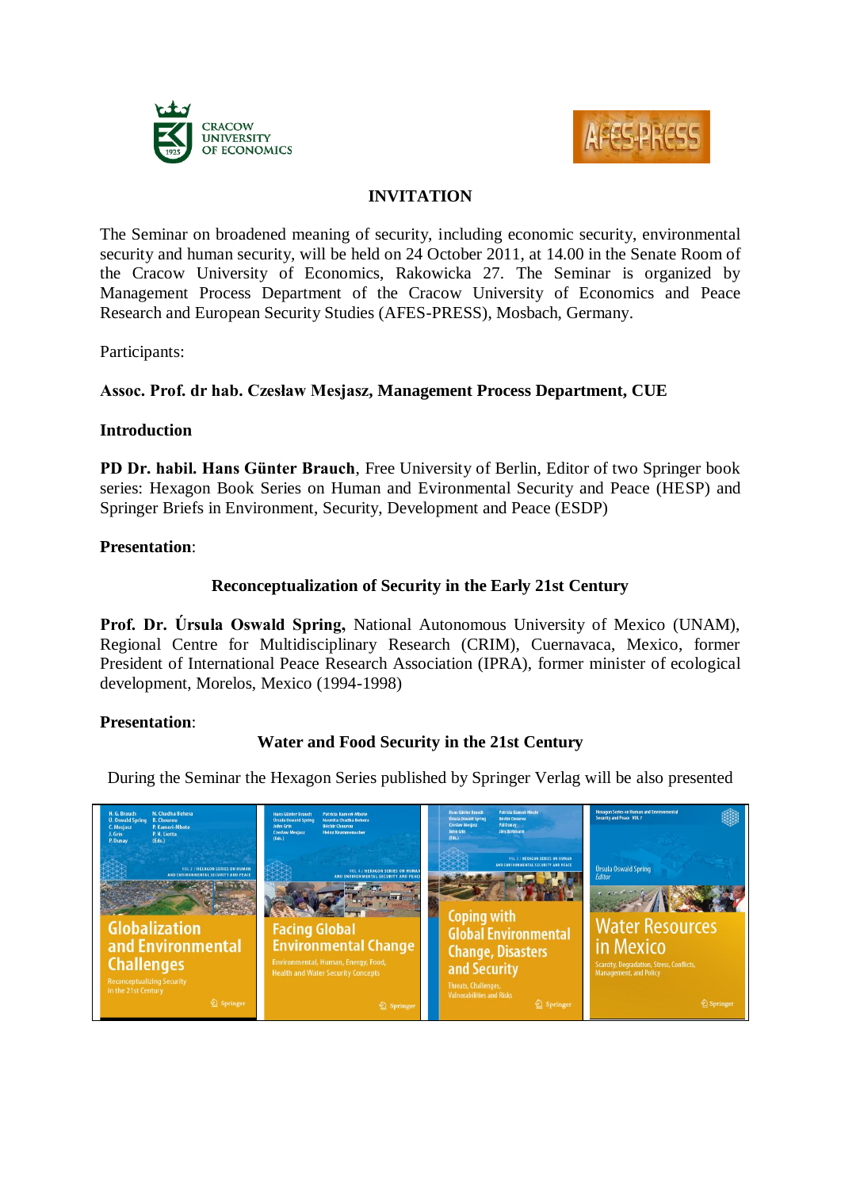CRACOW UNIVERSITY OF ECONOMICS

AFES-PRESS

# INVITATION

The Seminar on broadened meaning of security, including economic security, environmental security and human security, will be held on 24 October 2011, at 14.00 in the Senate Room of the Cracow University of Economics, Rakowicka 27. The Seminar is organized by Management Process Department of the Cracow University of Economics and Peace Research and European Security Studies (AFES-PRESS), Mosbach, Germany.

Participants:

**Assoc. Prof. dr hab. Czesław Mesjasz, Management Process Department, CUE**

**Introduction**

**PD Dr. habil. Hans Günter Brauch**, Free University of Berlin, Editor of two Springer book series: Hexagon Book Series on Human and Evironmental Security and Peace (HESP) and Springer Briefs in Environment, Security, Development and Peace (ESDP)

**Presentation**:

**Reconceptualization of Security in the Early 21st Century**

**Prof. Dr. Úrsula Oswald Spring,** National Autonomous University of Mexico (UNAM), Regional Centre for Multidisciplinary Research (CRIM), Cuernavaca, Mexico, former President of International Peace Research Association (IPRA), former minister of ecological development, Morelos, Mexico (1994-1998)

**Presentation**:

**Water and Food Security in the 21st Century**

During the Seminar the Hexagon Series published by Springer Verlag will be also presented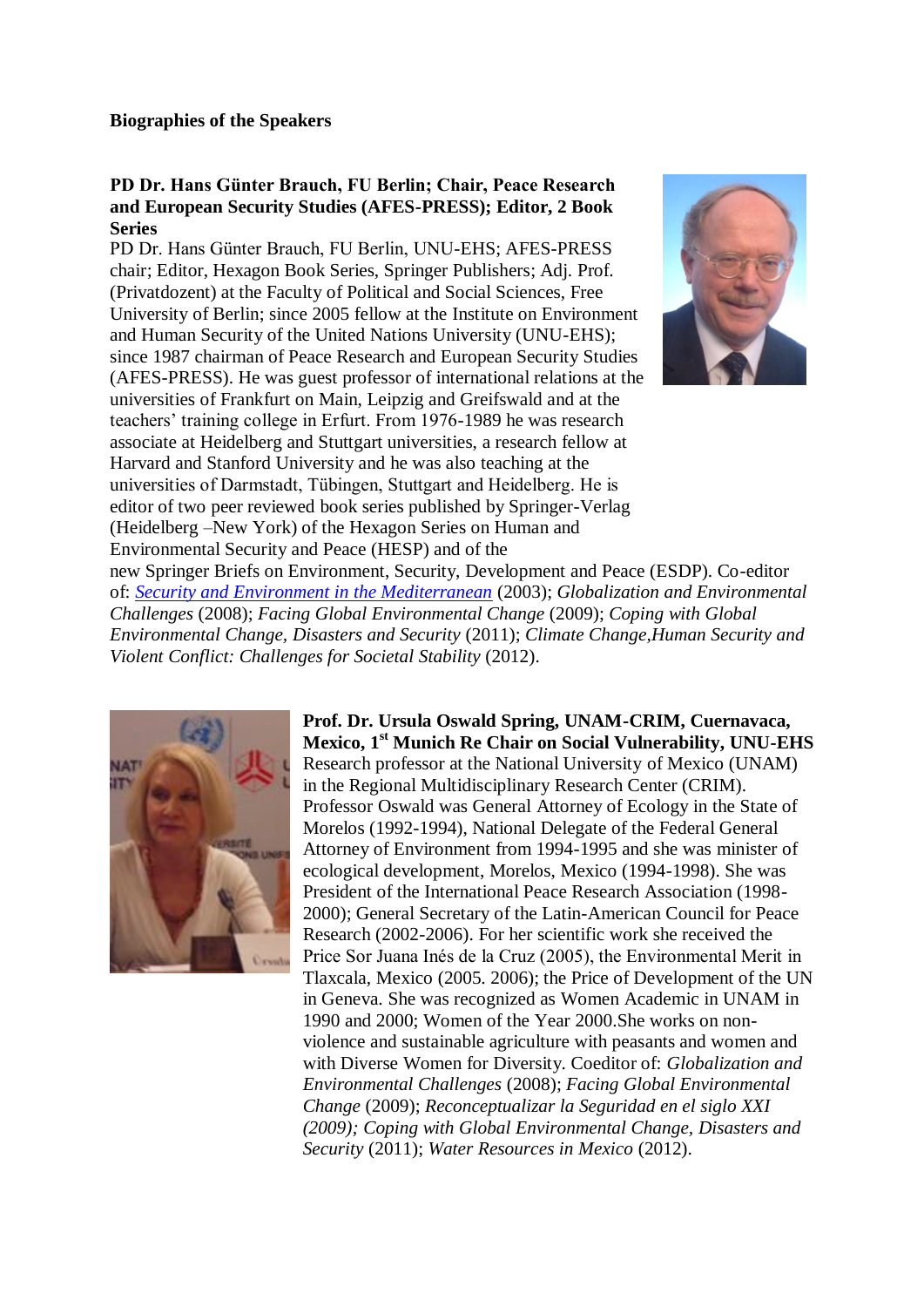**Biographies of the Speakers**

**PD Dr. Hans Günter Brauch, FU Berlin; Chair, Peace Research and European Security Studies (AFES-PRESS); Editor, 2 Book Series**

PD Dr. Hans Günter Brauch, FU Berlin, UNU-EHS; AFES-PRESS chair; Editor, Hexagon Book Series, Springer Publishers; Adj. Prof. (Privatdozent) at the Faculty of Political and Social Sciences, Free University of Berlin; since 2005 fellow at the Institute on Environment and Human Security of the United Nations University (UNU-EHS); since 1987 chairman of Peace Research and European Security Studies (AFES-PRESS). He was guest professor of international relations at the universities of Frankfurt on Main, Leipzig and Greifswald and at the teachers' training college in Erfurt. From 1976-1989 he was research associate at Heidelberg and Stuttgart universities, a research fellow at Harvard and Stanford University and he was also teaching at the universities of Darmstadt, Tübingen, Stuttgart and Heidelberg. He is editor of two peer reviewed book series published by Springer-Verlag (Heidelberg –New York) of the Hexagon Series on Human and Environmental Security and Peace (HESP) and of the new Springer Briefs on Environment, Security, Development and Peace (ESDP). Co-editor of: *Security and Environment in the Mediterranean* (2003); *Globalization and Environmental Challenges* (2008); *Facing Global Environmental Change* (2009); *Coping with Global Environmental Change, Disasters and Security* (2011); *Climate Change,Human Security and Violent Conflict: Challenges for Societal Stability* (2012).

**Prof. Dr. Ursula Oswald Spring, UNAM-CRIM, Cuernavaca, Mexico, 1st Munich Re Chair on Social Vulnerability, UNU-EHS**

Research professor at the National University of Mexico (UNAM) in the Regional Multidisciplinary Research Center (CRIM). Professor Oswald was General Attorney of Ecology in the State of Morelos (1992-1994), National Delegate of the Federal General Attorney of Environment from 1994-1995 and she was minister of ecological development, Morelos, Mexico (1994-1998). She was President of the International Peace Research Association (1998-2000); General Secretary of the Latin-American Council for Peace Research (2002-2006). For her scientific work she received the Price Sor Juana Inés de la Cruz (2005), the Environmental Merit in Tlaxcala, Mexico (2005. 2006); the Price of Development of the UN in Geneva. She was recognized as Women Academic in UNAM in 1990 and 2000; Women of the Year 2000.She works on non-violence and sustainable agriculture with peasants and women and with Diverse Women for Diversity. Coeditor of: *Globalization and Environmental Challenges* (2008); *Facing Global Environmental Change* (2009); *Reconceptualizar la Seguridad en el siglo XXI (2009); Coping with Global Environmental Change, Disasters and Security* (2011); *Water Resources in Mexico* (2012).